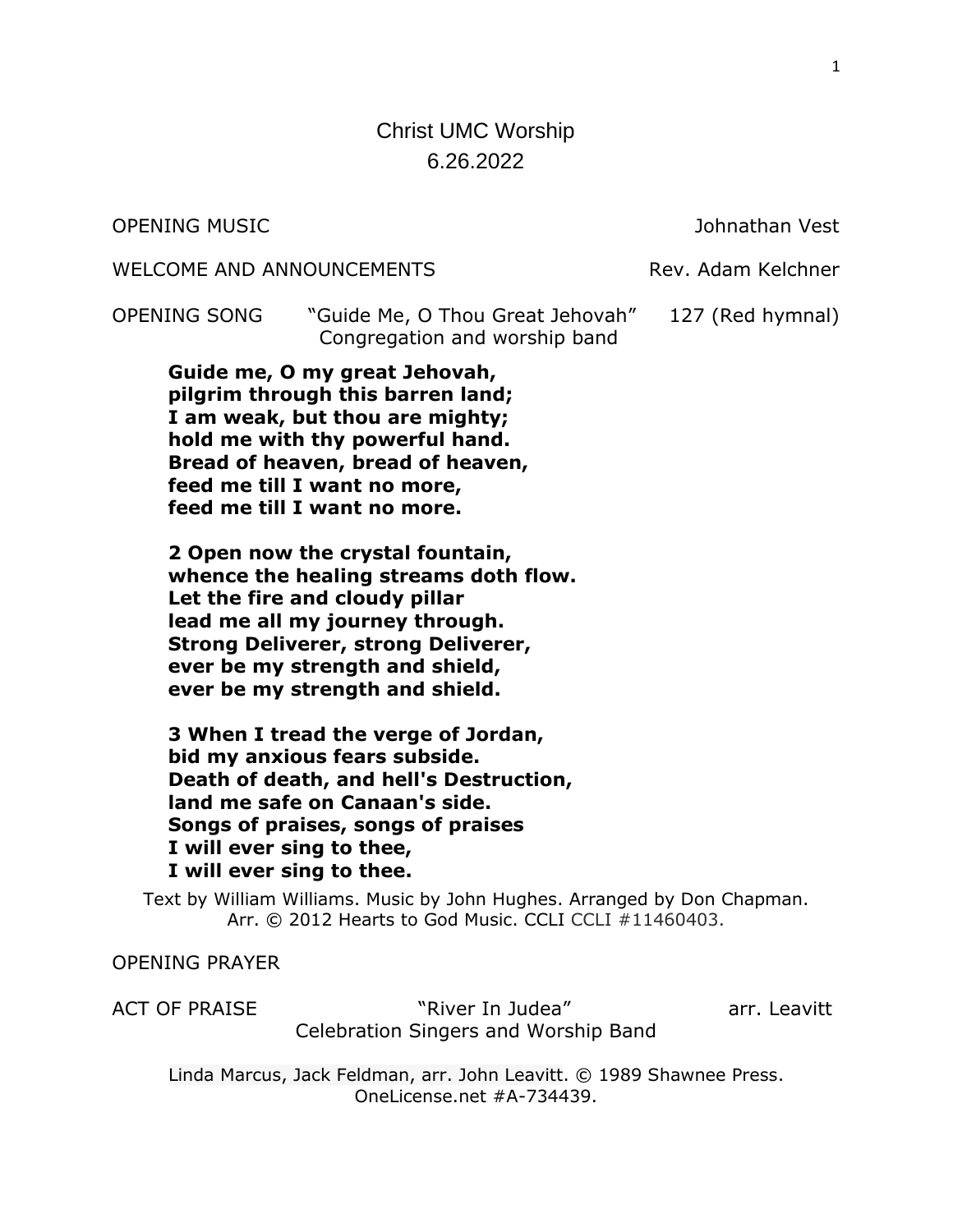# Christ UMC Worship
## 6.26.2022

OPENING MUSIC — Johnathan Vest

WELCOME AND ANNOUNCEMENTS — Rev. Adam Kelchner

OPENING SONG — "Guide Me, O Thou Great Jehovah" — 127 (Red hymnal)
Congregation and worship band

**Guide me, O my great Jehovah,**
**pilgrim through this barren land;**
**I am weak, but thou are mighty;**
**hold me with thy powerful hand.**
**Bread of heaven, bread of heaven,**
**feed me till I want no more,**
**feed me till I want no more.**

**2 Open now the crystal fountain,**
**whence the healing streams doth flow.**
**Let the fire and cloudy pillar**
**lead me all my journey through.**
**Strong Deliverer, strong Deliverer,**
**ever be my strength and shield,**
**ever be my strength and shield.**

**3 When I tread the verge of Jordan,**
**bid my anxious fears subside.**
**Death of death, and hell's Destruction,**
**land me safe on Canaan's side.**
**Songs of praises, songs of praises**
**I will ever sing to thee,**
**I will ever sing to thee.**

Text by William Williams. Music by John Hughes. Arranged by Don Chapman. Arr. © 2012 Hearts to God Music. CCLI CCLI #11460403.

OPENING PRAYER

ACT OF PRAISE — "River In Judea" — arr. Leavitt
Celebration Singers and Worship Band

Linda Marcus, Jack Feldman, arr. John Leavitt. © 1989 Shawnee Press. OneLicense.net #A-734439.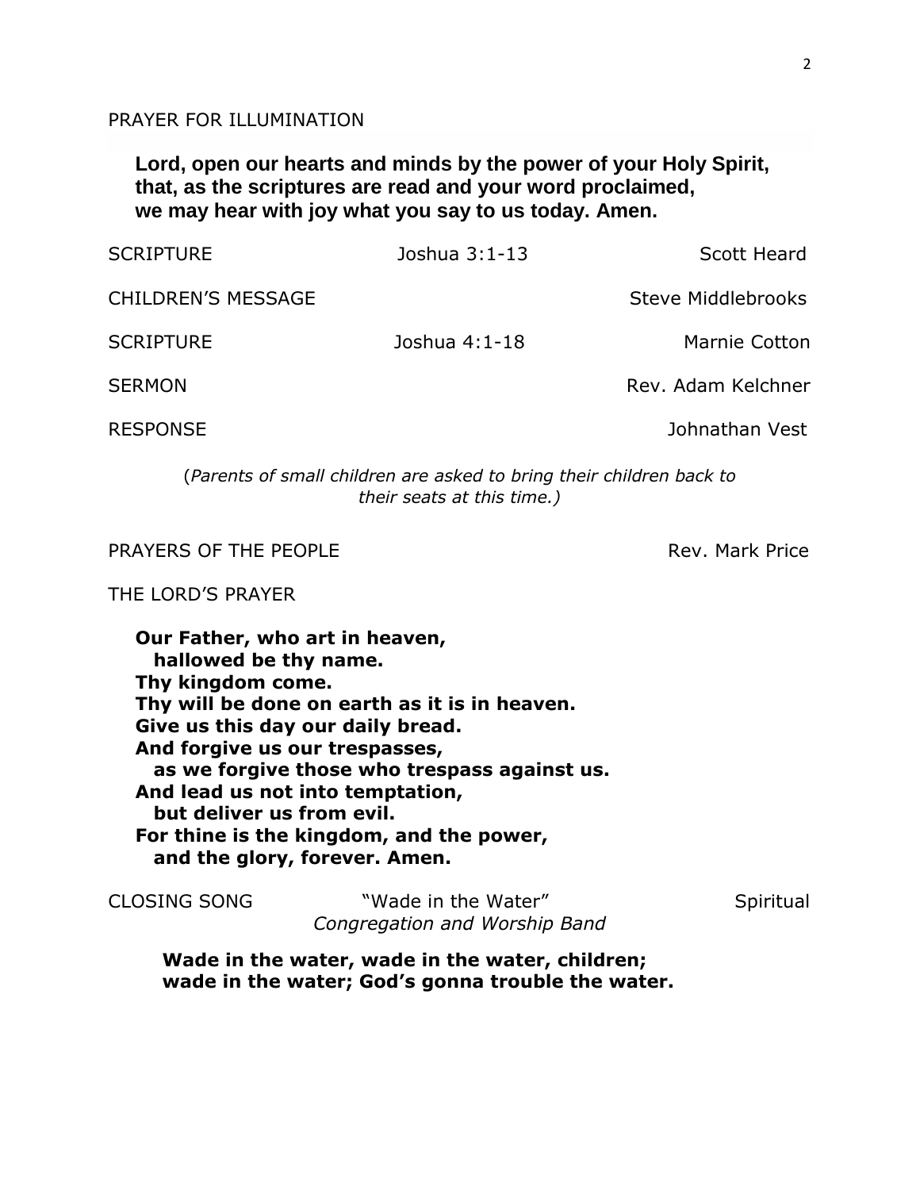PRAYER FOR ILLUMINATION

**Lord, open our hearts and minds by the power of your Holy Spirit, that, as the scriptures are read and your word proclaimed, we may hear with joy what you say to us today. Amen.**

SCRIPTURE — Joshua 3:1-13 — Scott Heard

CHILDREN'S MESSAGE — Steve Middlebrooks

SCRIPTURE — Joshua 4:1-18 — Marnie Cotton

SERMON — Rev. Adam Kelchner

RESPONSE — Johnathan Vest

(*Parents of small children are asked to bring their children back to their seats at this time.)*

PRAYERS OF THE PEOPLE — Rev. Mark Price

THE LORD'S PRAYER

**Our Father, who art in heaven,**
**hallowed be thy name.**
**Thy kingdom come.**
**Thy will be done on earth as it is in heaven.**
**Give us this day our daily bread.**
**And forgive us our trespasses,**
**as we forgive those who trespass against us.**
**And lead us not into temptation,**
**but deliver us from evil.**
**For thine is the kingdom, and the power,**
**and the glory, forever. Amen.**

CLOSING SONG — "Wade in the Water" — Spiritual
*Congregation and Worship Band*

**Wade in the water, wade in the water, children;**
**wade in the water; God's gonna trouble the water.**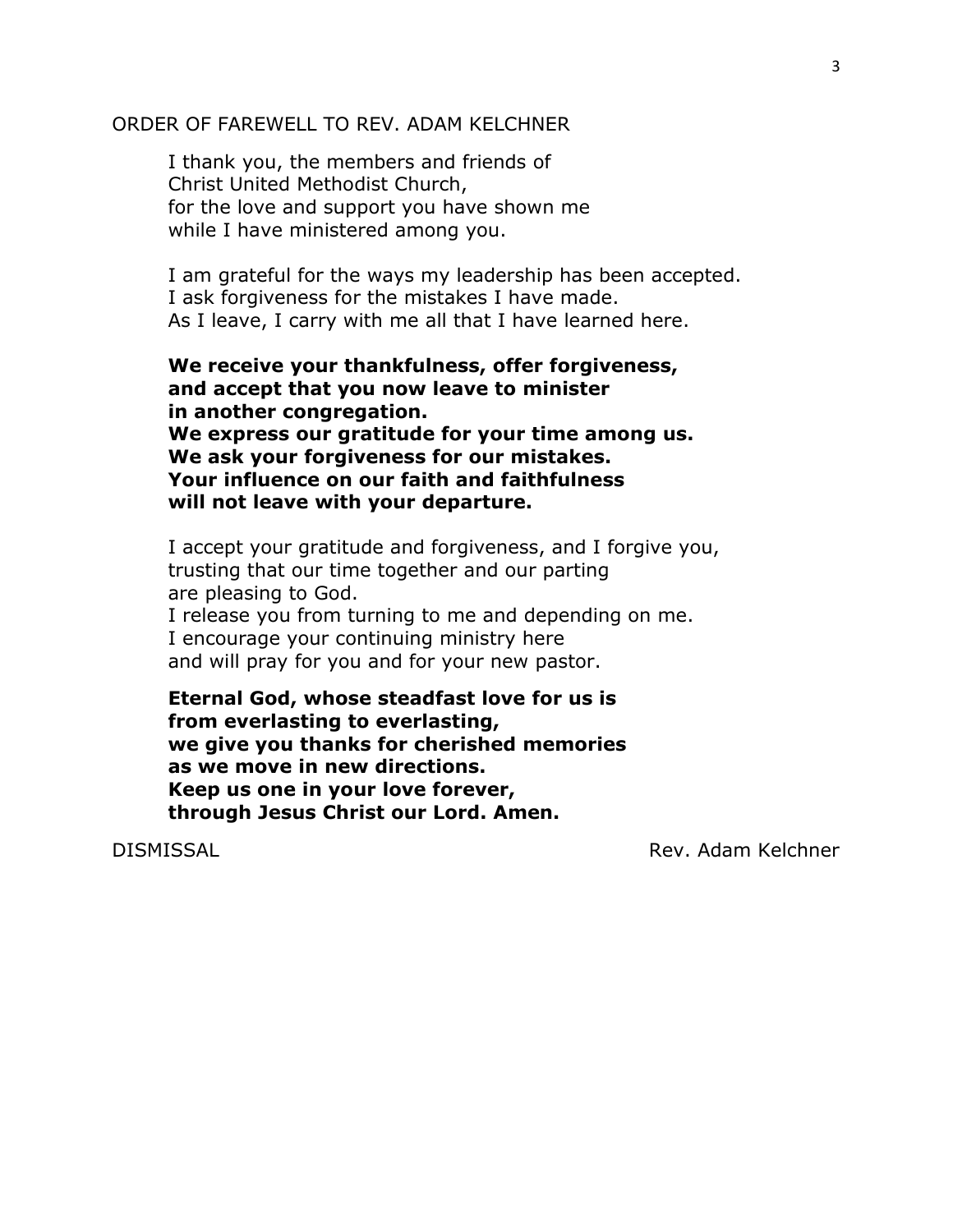ORDER OF FAREWELL TO REV. ADAM KELCHNER

I thank you, the members and friends of  
Christ United Methodist Church,  
for the love and support you have shown me  
while I have ministered among you.

I am grateful for the ways my leadership has been accepted.  
I ask forgiveness for the mistakes I have made.  
As I leave, I carry with me all that I have learned here.

**We receive your thankfulness, offer forgiveness,**  
**and accept that you now leave to minister**  
**in another congregation.**  
**We express our gratitude for your time among us.**  
**We ask your forgiveness for our mistakes.**  
**Your influence on our faith and faithfulness**  
**will not leave with your departure.**

I accept your gratitude and forgiveness, and I forgive you,  
trusting that our time together and our parting  
are pleasing to God.  
I release you from turning to me and depending on me.  
I encourage your continuing ministry here  
and will pray for you and for your new pastor.

**Eternal God, whose steadfast love for us is**  
**from everlasting to everlasting,**  
**we give you thanks for cherished memories**  
**as we move in new directions.**  
**Keep us one in your love forever,**  
**through Jesus Christ our Lord. Amen.**

DISMISSAL — Rev. Adam Kelchner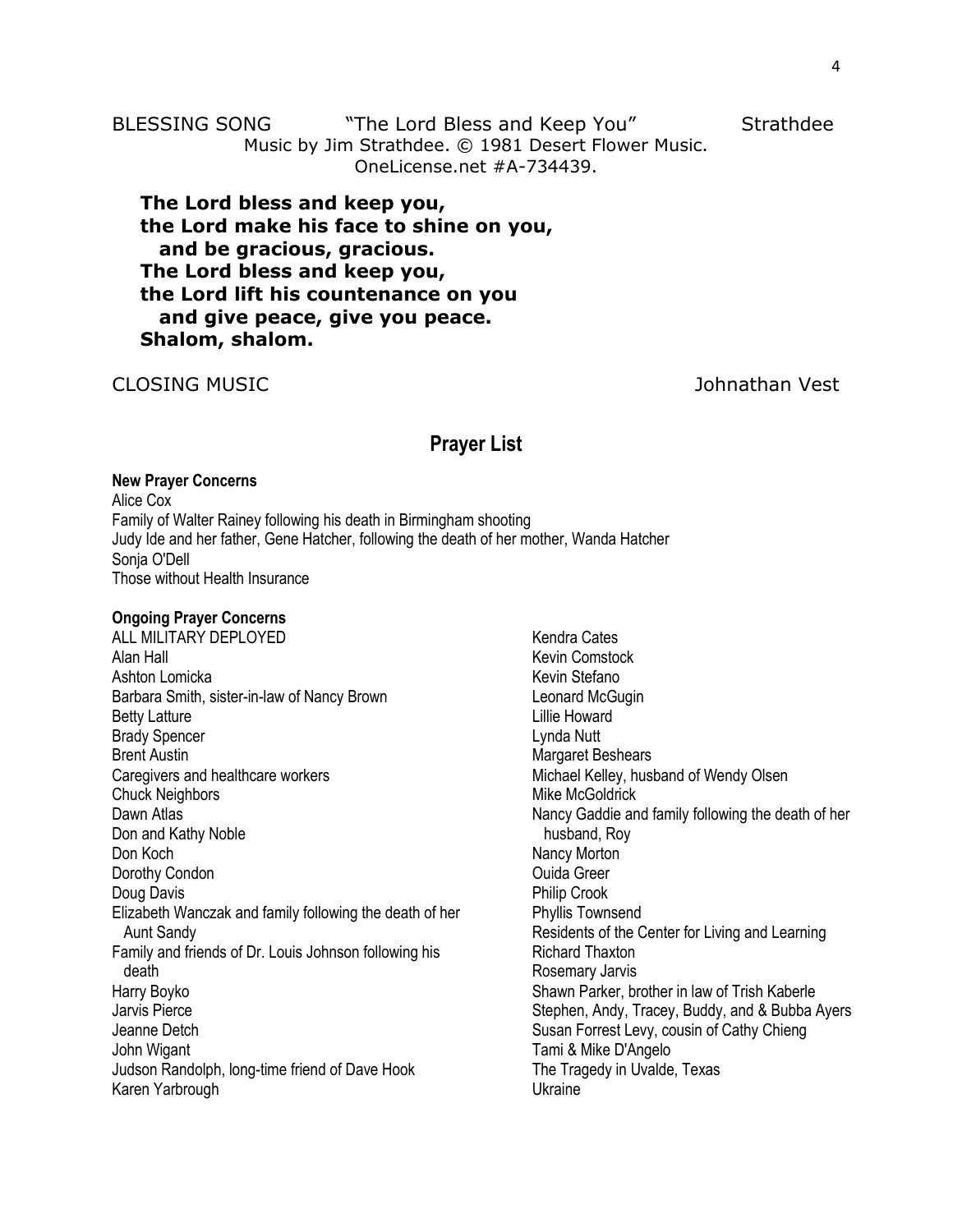BLESSING SONG "The Lord Bless and Keep You" Strathdee

Music by Jim Strathdee. © 1981 Desert Flower Music.
OneLicense.net #A-734439.

**The Lord bless and keep you,**
**the Lord make his face to shine on you,**
**and be gracious, gracious.**
**The Lord bless and keep you,**
**the Lord lift his countenance on you**
**and give peace, give you peace.**
**Shalom, shalom.**

CLOSING MUSIC Johnathan Vest

## Prayer List

**New Prayer Concerns**

Alice Cox
Family of Walter Rainey following his death in Birmingham shooting
Judy Ide and her father, Gene Hatcher, following the death of her mother, Wanda Hatcher
Sonja O'Dell
Those without Health Insurance

**Ongoing Prayer Concerns**

ALL MILITARY DEPLOYED
Alan Hall
Ashton Lomicka
Barbara Smith, sister-in-law of Nancy Brown
Betty Latture
Brady Spencer
Brent Austin
Caregivers and healthcare workers
Chuck Neighbors
Dawn Atlas
Don and Kathy Noble
Don Koch
Dorothy Condon
Doug Davis
Elizabeth Wanczak and family following the death of her Aunt Sandy
Family and friends of Dr. Louis Johnson following his death
Harry Boyko
Jarvis Pierce
Jeanne Detch
John Wigant
Judson Randolph, long-time friend of Dave Hook
Karen Yarbrough
Kendra Cates
Kevin Comstock
Kevin Stefano
Leonard McGugin
Lillie Howard
Lynda Nutt
Margaret Beshears
Michael Kelley, husband of Wendy Olsen
Mike McGoldrick
Nancy Gaddie and family following the death of her husband, Roy
Nancy Morton
Ouida Greer
Philip Crook
Phyllis Townsend
Residents of the Center for Living and Learning
Richard Thaxton
Rosemary Jarvis
Shawn Parker, brother in law of Trish Kaberle
Stephen, Andy, Tracey, Buddy, and & Bubba Ayers
Susan Forrest Levy, cousin of Cathy Chieng
Tami & Mike D'Angelo
The Tragedy in Uvalde, Texas
Ukraine